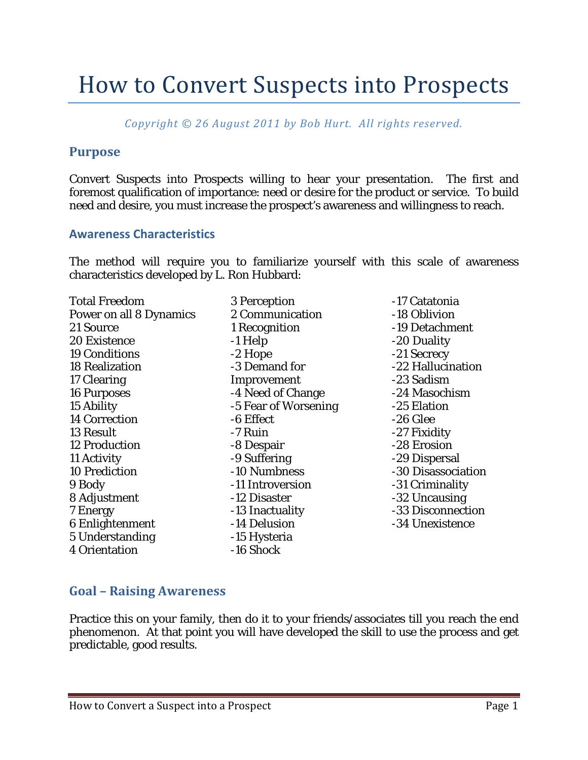# How to Convert Suspects into Prospects

*Copyright © 26 August 2011 by Bob Hurt. All rights reserved.*

## Purpose

Convert Suspects into Prospects willing to hear your presentation. The first and foremost qualification of importance: need or desire for the product or service. To build need and desire, you must increase the prospect's awareness and willingness to reach.

### Awareness Characteristics

The method will require you to familiarize yourself with this scale of awareness characteristics developed by L. Ron Hubbard:

Total Freedom
Power on all 8 Dynamics
21 Source
20 Existence
19 Conditions
18 Realization
17 Clearing
16 Purposes
15 Ability
14 Correction
13 Result
12 Production
11 Activity
10 Prediction
9 Body
8 Adjustment
7 Energy
6 Enlightenment
5 Understanding
4 Orientation
3 Perception
2 Communication
1 Recognition
-1 Help
-2 Hope
-3 Demand for Improvement
-4 Need of Change
-5 Fear of Worsening
-6 Effect
-7 Ruin
-8 Despair
-9 Suffering
-10 Numbness
-11 Introversion
-12 Disaster
-13 Inactuality
-14 Delusion
-15 Hysteria
-16 Shock
-17 Catatonia
-18 Oblivion
-19 Detachment
-20 Duality
-21 Secrecy
-22 Hallucination
-23 Sadism
-24 Masochism
-25 Elation
-26 Glee
-27 Fixidity
-28 Erosion
-29 Dispersal
-30 Disassociation
-31 Criminality
-32 Uncausing
-33 Disconnection
-34 Unexistence

## Goal – Raising Awareness

Practice this on your family, then do it to your friends/associates till you reach the end phenomenon. At that point you will have developed the skill to use the process and get predictable, good results.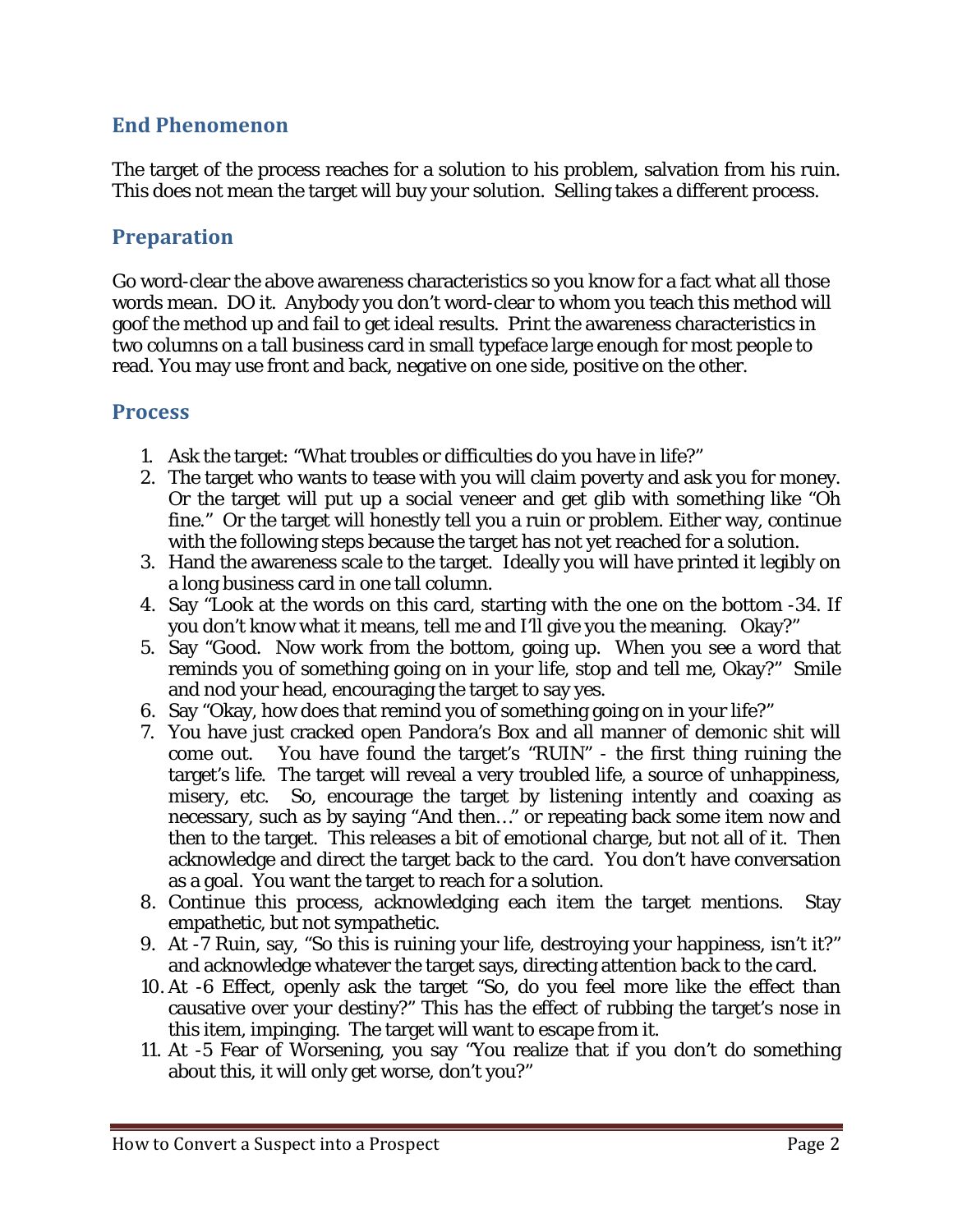## End Phenomenon

The target of the process reaches for a solution to his problem, salvation from his ruin. This does not mean the target will buy your solution. Selling takes a different process.

## Preparation

Go word-clear the above awareness characteristics so you know for a fact what all those words mean. DO it. Anybody you don't word-clear to whom you teach this method will goof the method up and fail to get ideal results. Print the awareness characteristics in two columns on a tall business card in small typeface large enough for most people to read. You may use front and back, negative on one side, positive on the other.

## Process

1. Ask the target: "What troubles or difficulties do you have in life?"
2. The target who wants to tease with you will claim poverty and ask you for money. Or the target will put up a social veneer and get glib with something like "Oh fine." Or the target will honestly tell you a ruin or problem. Either way, continue with the following steps because the target has not yet reached for a solution.
3. Hand the awareness scale to the target. Ideally you will have printed it legibly on a long business card in one tall column.
4. Say "Look at the words on this card, starting with the one on the bottom -34. If you don't know what it means, tell me and I'll give you the meaning. Okay?"
5. Say "Good. Now work from the bottom, going up. When you see a word that reminds you of something going on in your life, stop and tell me, Okay?" Smile and nod your head, encouraging the target to say yes.
6. Say "Okay, how does that remind you of something going on in your life?"
7. You have just cracked open Pandora's Box and all manner of demonic shit will come out. You have found the target's "RUIN" - the first thing ruining the target's life. The target will reveal a very troubled life, a source of unhappiness, misery, etc. So, encourage the target by listening intently and coaxing as necessary, such as by saying "And then…" or repeating back some item now and then to the target. This releases a bit of emotional charge, but not all of it. Then acknowledge and direct the target back to the card. You don't have conversation as a goal. You want the target to reach for a solution.
8. Continue this process, acknowledging each item the target mentions. Stay empathetic, but not sympathetic.
9. At -7 Ruin, say, "So this is ruining your life, destroying your happiness, isn't it?" and acknowledge whatever the target says, directing attention back to the card.
10. At -6 Effect, openly ask the target "So, do you feel more like the effect than causative over your destiny?" This has the effect of rubbing the target's nose in this item, impinging. The target will want to escape from it.
11. At -5 Fear of Worsening, you say "You realize that if you don't do something about this, it will only get worse, don't you?"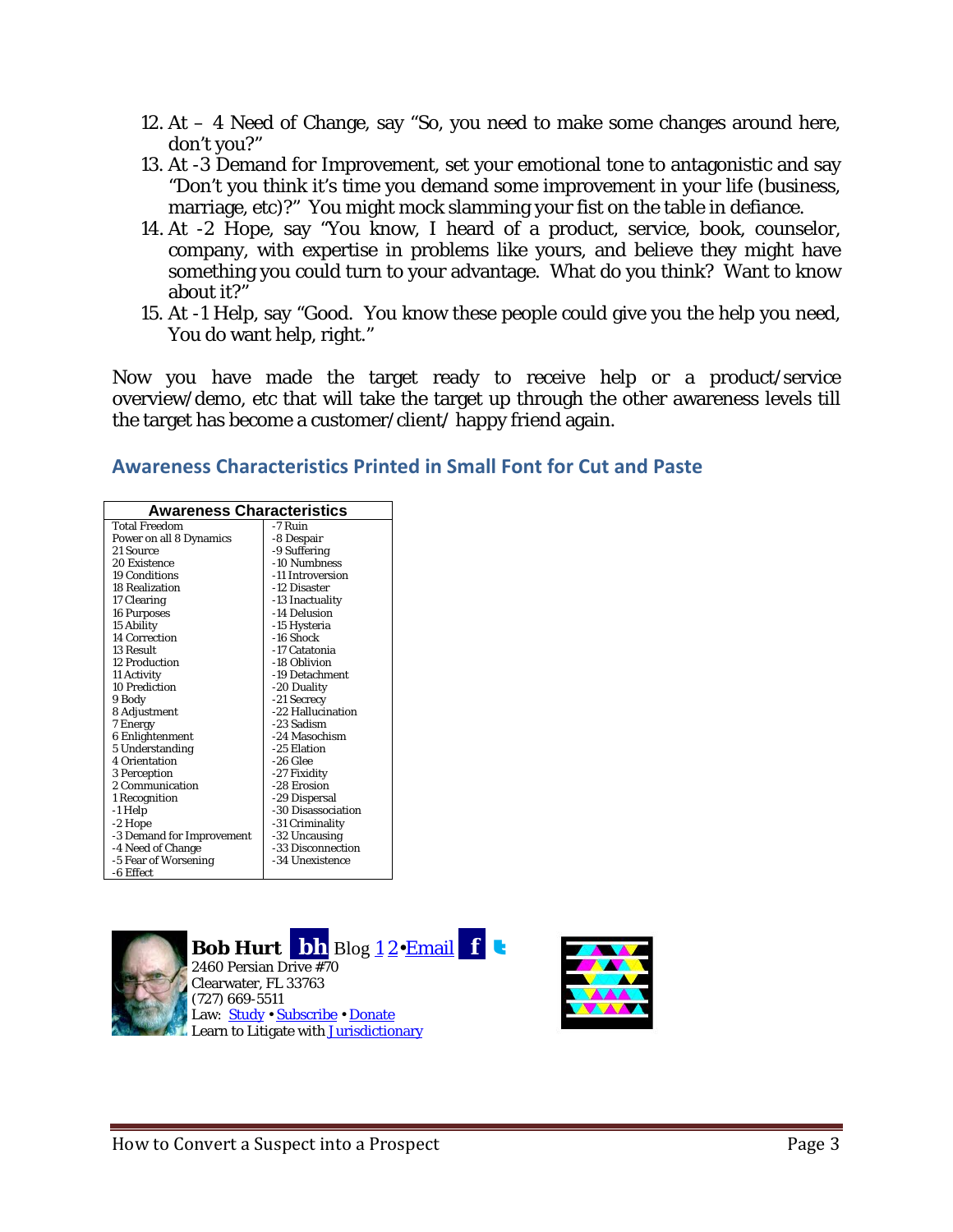12. At – 4 Need of Change, say "So, you need to make some changes around here, don't you?"
13. At -3 Demand for Improvement, set your emotional tone to antagonistic and say "Don't you think it's time you demand some improvement in your life (business, marriage, etc)?" You might mock slamming your fist on the table in defiance.
14. At -2 Hope, say "You know, I heard of a product, service, book, counselor, company, with expertise in problems like yours, and believe they might have something you could turn to your advantage. What do you think? Want to know about it?"
15. At -1 Help, say "Good. You know these people could give you the help you need, You do want help, right."

Now you have made the target ready to receive help or a product/service overview/demo, etc that will take the target up through the other awareness levels till the target has become a customer/client/ happy friend again.

## Awareness Characteristics Printed in Small Font for Cut and Paste

| Awareness Characteristics | |
|---|---|
| Total Freedom | -7 Ruin |
| Power on all 8 Dynamics | -8 Despair |
| 21 Source | -9 Suffering |
| 20 Existence | -10 Numbness |
| 19 Conditions | -11 Introversion |
| 18 Realization | -12 Disaster |
| 17 Clearing | -13 Inactuality |
| 16 Purposes | -14 Delusion |
| 15 Ability | -15 Hysteria |
| 14 Correction | -16 Shock |
| 13 Result | -17 Catatonia |
| 12 Production | -18 Oblivion |
| 11 Activity | -19 Detachment |
| 10 Prediction | -20 Duality |
| 9 Body | -21 Secrecy |
| 8 Adjustment | -22 Hallucination |
| 7 Energy | -23 Sadism |
| 6 Enlightenment | -24 Masochism |
| 5 Understanding | -25 Elation |
| 4 Orientation | -26 Glee |
| 3 Perception | -27 Fixidity |
| 2 Communication | -28 Erosion |
| 1 Recognition | -29 Dispersal |
| -1 Help | -30 Disassociation |
| -2 Hope | -31 Criminality |
| -3 Demand for Improvement | -32 Uncausing |
| -4 Need of Change | -33 Disconnection |
| -5 Fear of Worsening | -34 Unexistence |
| -6 Effect | |

**Bob Hurt** bh Blog 1 2•Email f
2460 Persian Drive #70
Clearwater, FL 33763
(727) 669-5511
Law: Study • Subscribe • Donate
Learn to Litigate with Jurisdictionary